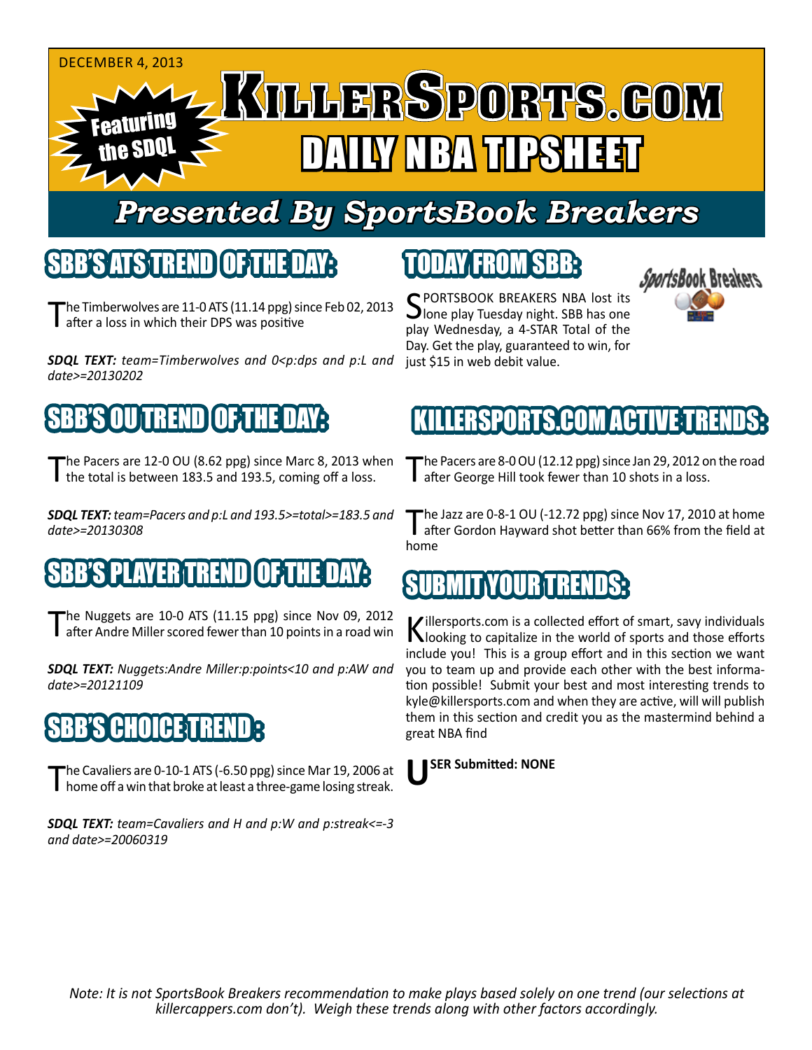DECEMBER 4, 2013

Featuring the SDQL

# KILLERSPORTS.COM DAILY NBA TIPSHEET

## Presented By SportsBook Breakers

## SBB'S ATS TREND OF THE DAY:

The Timberwolves are 11-0 ATS (11.14 ppg) since Feb 02, 2013 after a loss in which their DPS was positive

***SDQL TEXT:** team=Timberwolves and 0<p:dps and p:L and date>=20130202*

## SBB'S OU TREND OF THE DAY:

The Pacers are 12-0 OU (8.62 ppg) since Marc 8, 2013 when the total is between 183.5 and 193.5, coming off a loss.

***SDQL TEXT:** team=Pacers and p:L and 193.5>=total>=183.5 and date>=20130308*

## SBB'S PLAYER TREND OF THE DAY:

The Nuggets are 10-0 ATS (11.15 ppg) since Nov 09, 2012 after Andre Miller scored fewer than 10 points in a road win

***SDQL TEXT:** Nuggets:Andre Miller:p:points<10 and p:AW and date>=20121109*

## SBB'S CHOICE TREND:

The Cavaliers are 0-10-1 ATS (-6.50 ppg) since Mar 19, 2006 at home off a win that broke at least a three-game losing streak.

***SDQL TEXT:** team=Cavaliers and H and p:W and p:streak<=-3 and date>=20060319*

## TODAY FROM SBB:

SPORTSBOOK BREAKERS NBA lost its lone play Tuesday night. SBB has one play Wednesday, a 4-STAR Total of the Day. Get the play, guaranteed to win, for just $15 in web debit value.

## KILLERSPORTS.COM ACTIVE TRENDS:

The Pacers are 8-0 OU (12.12 ppg) since Jan 29, 2012 on the road after George Hill took fewer than 10 shots in a loss.

The Jazz are 0-8-1 OU (-12.72 ppg) since Nov 17, 2010 at home after Gordon Hayward shot better than 66% from the field at home

## SUBMIT YOUR TRENDS:

Killersports.com is a collected effort of smart, savy individuals looking to capitalize in the world of sports and those efforts include you! This is a group effort and in this section we want you to team up and provide each other with the best information possible! Submit your best and most interesting trends to kyle@killersports.com and when they are active, will will publish them in this section and credit you as the mastermind behind a great NBA find

**USER Submitted: NONE**

*Note: It is not SportsBook Breakers recommendation to make plays based solely on one trend (our selections at killercappers.com don't). Weigh these trends along with other factors accordingly.*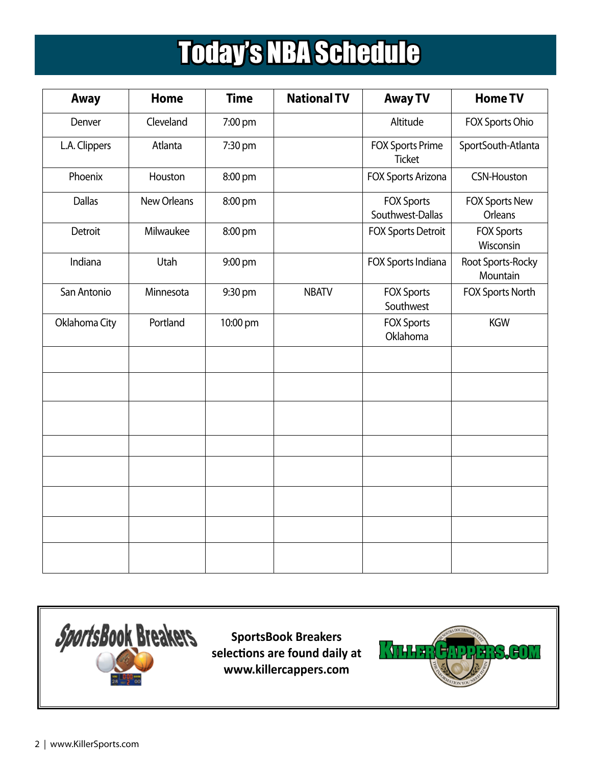# Today's NBA Schedule

| Away | Home | Time | National TV | Away TV | Home TV |
|---|---|---|---|---|---|
| Denver | Cleveland | 7:00 pm | | Altitude | FOX Sports Ohio |
| L.A. Clippers | Atlanta | 7:30 pm | | FOX Sports Prime Ticket | SportSouth-Atlanta |
| Phoenix | Houston | 8:00 pm | | FOX Sports Arizona | CSN-Houston |
| Dallas | New Orleans | 8:00 pm | | FOX Sports Southwest-Dallas | FOX Sports New Orleans |
| Detroit | Milwaukee | 8:00 pm | | FOX Sports Detroit | FOX Sports Wisconsin |
| Indiana | Utah | 9:00 pm | | FOX Sports Indiana | Root Sports-Rocky Mountain |
| San Antonio | Minnesota | 9:30 pm | NBATV | FOX Sports Southwest | FOX Sports North |
| Oklahoma City | Portland | 10:00 pm | | FOX Sports Oklahoma | KGW |
| | | | | | |
| | | | | | |
| | | | | | |
| | | | | | |
| | | | | | |
| | | | | | |
| | | | | | |
| | | | | | |

SportsBook Breakers

**SportsBook Breakers selections are found daily at www.killercappers.com**

KILLERCAPPERS.COM